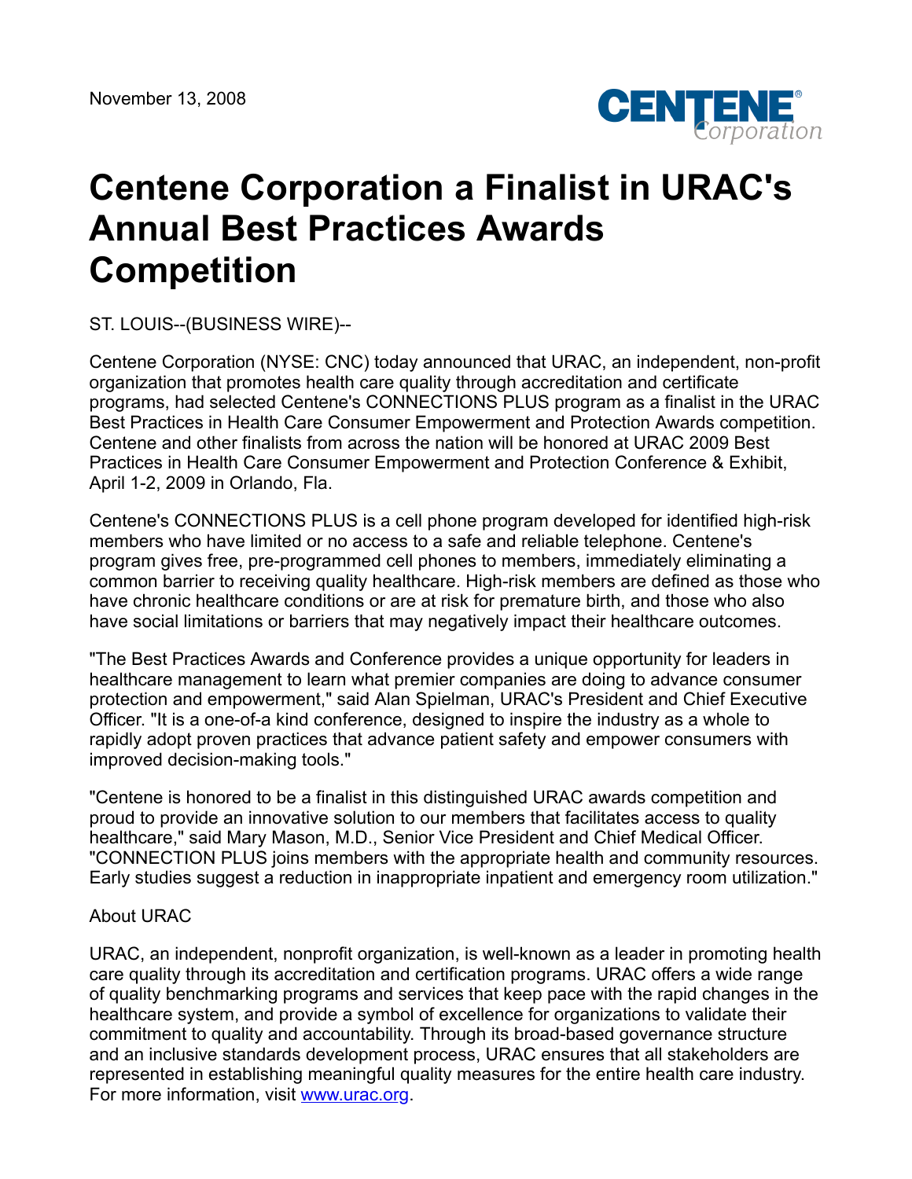November 13, 2008

# Centene Corporation a Finalist in URAC's Annual Best Practices Awards Competition

ST. LOUIS--(BUSINESS WIRE)--

Centene Corporation (NYSE: CNC) today announced that URAC, an independent, non-profit organization that promotes health care quality through accreditation and certificate programs, had selected Centene's CONNECTIONS PLUS program as a finalist in the URAC Best Practices in Health Care Consumer Empowerment and Protection Awards competition. Centene and other finalists from across the nation will be honored at URAC 2009 Best Practices in Health Care Consumer Empowerment and Protection Conference & Exhibit, April 1-2, 2009 in Orlando, Fla.

Centene's CONNECTIONS PLUS is a cell phone program developed for identified high-risk members who have limited or no access to a safe and reliable telephone. Centene's program gives free, pre-programmed cell phones to members, immediately eliminating a common barrier to receiving quality healthcare. High-risk members are defined as those who have chronic healthcare conditions or are at risk for premature birth, and those who also have social limitations or barriers that may negatively impact their healthcare outcomes.

"The Best Practices Awards and Conference provides a unique opportunity for leaders in healthcare management to learn what premier companies are doing to advance consumer protection and empowerment," said Alan Spielman, URAC's President and Chief Executive Officer. "It is a one-of-a kind conference, designed to inspire the industry as a whole to rapidly adopt proven practices that advance patient safety and empower consumers with improved decision-making tools."

"Centene is honored to be a finalist in this distinguished URAC awards competition and proud to provide an innovative solution to our members that facilitates access to quality healthcare," said Mary Mason, M.D., Senior Vice President and Chief Medical Officer. "CONNECTION PLUS joins members with the appropriate health and community resources. Early studies suggest a reduction in inappropriate inpatient and emergency room utilization."

About URAC

URAC, an independent, nonprofit organization, is well-known as a leader in promoting health care quality through its accreditation and certification programs. URAC offers a wide range of quality benchmarking programs and services that keep pace with the rapid changes in the healthcare system, and provide a symbol of excellence for organizations to validate their commitment to quality and accountability. Through its broad-based governance structure and an inclusive standards development process, URAC ensures that all stakeholders are represented in establishing meaningful quality measures for the entire health care industry. For more information, visit [www.urac.org](http://www.urac.org).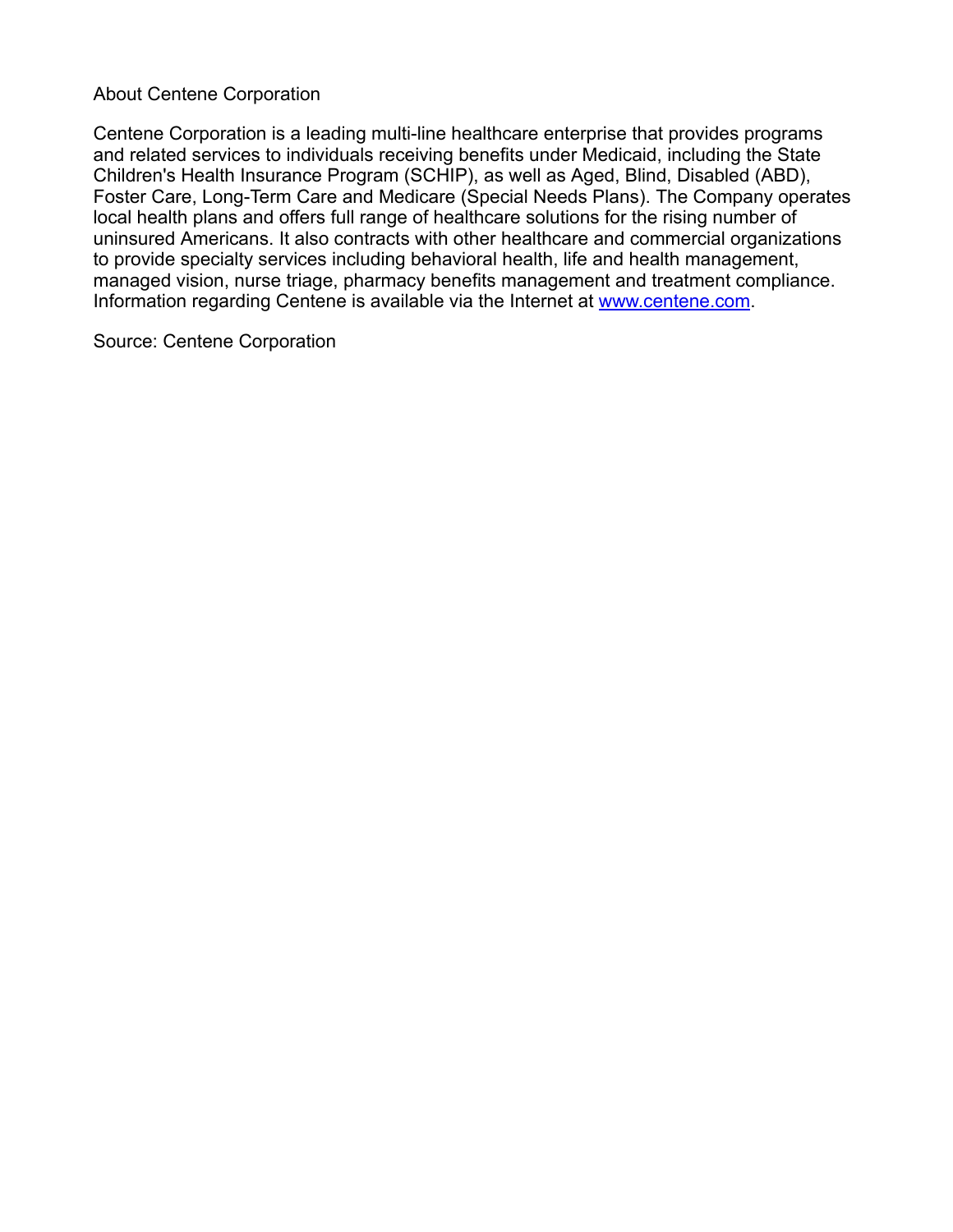About Centene Corporation

Centene Corporation is a leading multi-line healthcare enterprise that provides programs and related services to individuals receiving benefits under Medicaid, including the State Children's Health Insurance Program (SCHIP), as well as Aged, Blind, Disabled (ABD), Foster Care, Long-Term Care and Medicare (Special Needs Plans). The Company operates local health plans and offers full range of healthcare solutions for the rising number of uninsured Americans. It also contracts with other healthcare and commercial organizations to provide specialty services including behavioral health, life and health management, managed vision, nurse triage, pharmacy benefits management and treatment compliance. Information regarding Centene is available via the Internet at [www.centene.com](http://www.centene.com).

Source: Centene Corporation